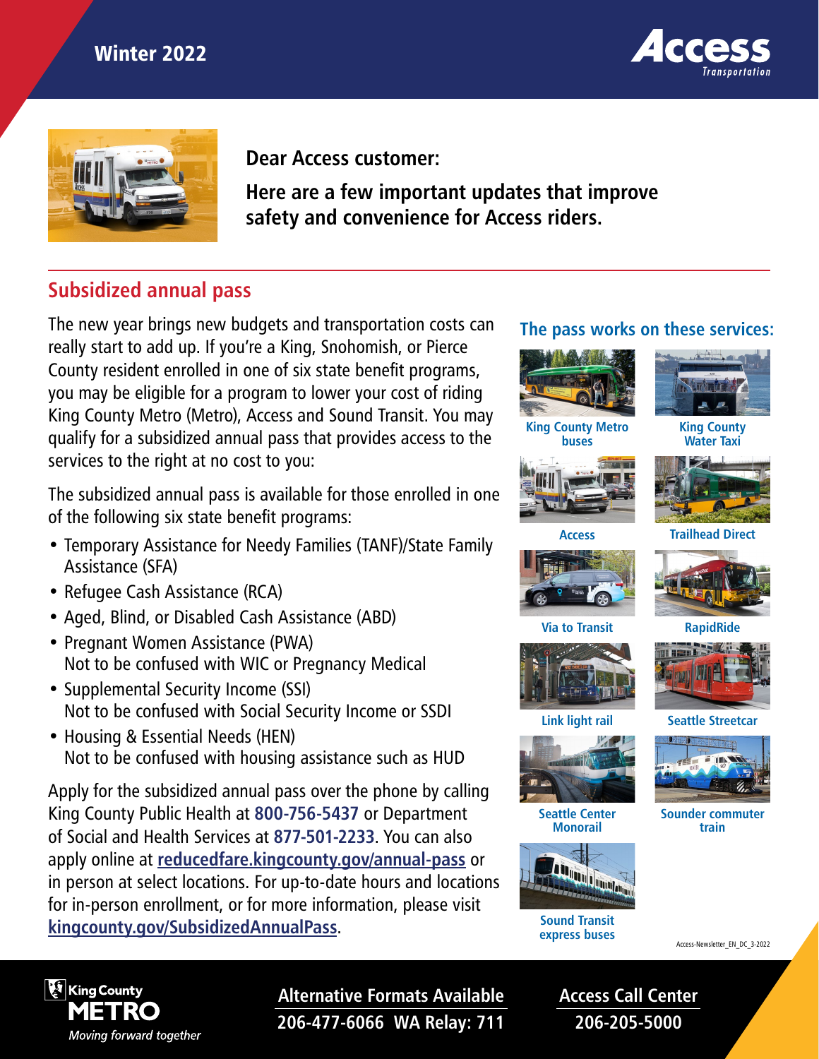Winter 2022

Access Transportation

**Dear Access customer:**

**Here are a few important updates that improve safety and convenience for Access riders.**

## Subsidized annual pass

The new year brings new budgets and transportation costs can really start to add up. If you're a King, Snohomish, or Pierce County resident enrolled in one of six state benefit programs, you may be eligible for a program to lower your cost of riding King County Metro (Metro), Access and Sound Transit. You may qualify for a subsidized annual pass that provides access to the services to the right at no cost to you:

The subsidized annual pass is available for those enrolled in one of the following six state benefit programs:

- Temporary Assistance for Needy Families (TANF)/State Family Assistance (SFA)
- Refugee Cash Assistance (RCA)
- Aged, Blind, or Disabled Cash Assistance (ABD)
- Pregnant Women Assistance (PWA)
  Not to be confused with WIC or Pregnancy Medical
- Supplemental Security Income (SSI)
  Not to be confused with Social Security Income or SSDI
- Housing & Essential Needs (HEN)
  Not to be confused with housing assistance such as HUD

Apply for the subsidized annual pass over the phone by calling King County Public Health at **800-756-5437** or Department of Social and Health Services at **877-501-2233**. You can also apply online at [reducedfare.kingcounty.gov/annual-pass](reducedfare.kingcounty.gov/annual-pass) or in person at select locations. For up-to-date hours and locations for in-person enrollment, or for more information, please visit [kingcounty.gov/SubsidizedAnnualPass](kingcounty.gov/SubsidizedAnnualPass).

### The pass works on these services:

- King County Metro buses
- King County Water Taxi
- Access
- Trailhead Direct
- Via to Transit
- RapidRide
- Link light rail
- Seattle Streetcar
- Seattle Center Monorail
- Sounder commuter train
- Sound Transit express buses

Access-Newsletter_EN_DC_3-2022

King County METRO
*Moving forward together*

**Alternative Formats Available**
**206-477-6066 WA Relay: 711**

**Access Call Center**
**206-205-5000**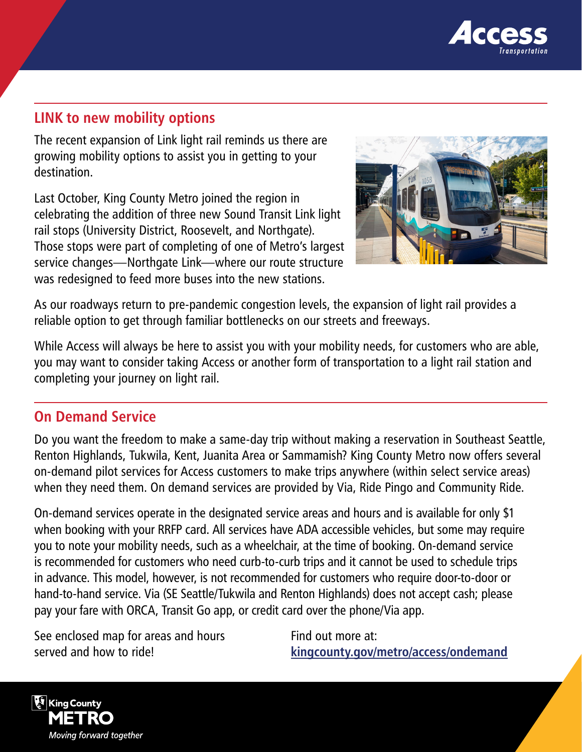## LINK to new mobility options

The recent expansion of Link light rail reminds us there are growing mobility options to assist you in getting to your destination.

Last October, King County Metro joined the region in celebrating the addition of three new Sound Transit Link light rail stops (University District, Roosevelt, and Northgate). Those stops were part of completing of one of Metro's largest service changes—Northgate Link—where our route structure was redesigned to feed more buses into the new stations.

As our roadways return to pre-pandemic congestion levels, the expansion of light rail provides a reliable option to get through familiar bottlenecks on our streets and freeways.

While Access will always be here to assist you with your mobility needs, for customers who are able, you may want to consider taking Access or another form of transportation to a light rail station and completing your journey on light rail.

## On Demand Service

Do you want the freedom to make a same-day trip without making a reservation in Southeast Seattle, Renton Highlands, Tukwila, Kent, Juanita Area or Sammamish? King County Metro now offers several on-demand pilot services for Access customers to make trips anywhere (within select service areas) when they need them. On demand services are provided by Via, Ride Pingo and Community Ride.

On-demand services operate in the designated service areas and hours and is available for only $1 when booking with your RRFP card. All services have ADA accessible vehicles, but some may require you to note your mobility needs, such as a wheelchair, at the time of booking. On-demand service is recommended for customers who need curb-to-curb trips and it cannot be used to schedule trips in advance. This model, however, is not recommended for customers who require door-to-door or hand-to-hand service. Via (SE Seattle/Tukwila and Renton Highlands) does not accept cash; please pay your fare with ORCA, Transit Go app, or credit card over the phone/Via app.

See enclosed map for areas and hours served and how to ride!

Find out more at: **kingcounty.gov/metro/access/ondemand**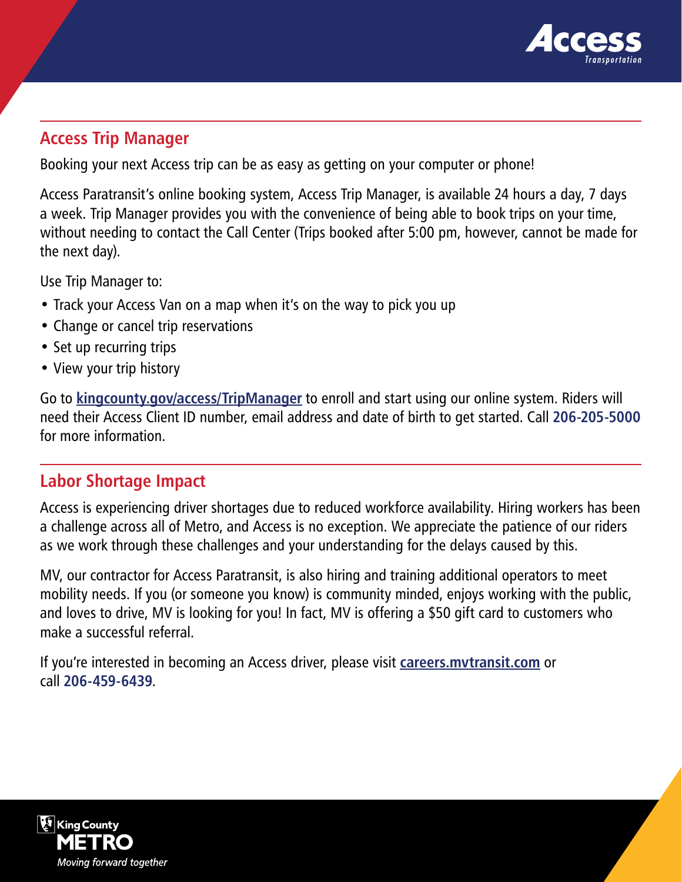## Access Trip Manager

Booking your next Access trip can be as easy as getting on your computer or phone!

Access Paratransit's online booking system, Access Trip Manager, is available 24 hours a day, 7 days a week. Trip Manager provides you with the convenience of being able to book trips on your time, without needing to contact the Call Center (Trips booked after 5:00 pm, however, cannot be made for the next day).

Use Trip Manager to:

- Track your Access Van on a map when it's on the way to pick you up
- Change or cancel trip reservations
- Set up recurring trips
- View your trip history

Go to **kingcounty.gov/access/TripManager** to enroll and start using our online system. Riders will need their Access Client ID number, email address and date of birth to get started. Call **206-205-5000** for more information.

## Labor Shortage Impact

Access is experiencing driver shortages due to reduced workforce availability. Hiring workers has been a challenge across all of Metro, and Access is no exception. We appreciate the patience of our riders as we work through these challenges and your understanding for the delays caused by this.

MV, our contractor for Access Paratransit, is also hiring and training additional operators to meet mobility needs. If you (or someone you know) is community minded, enjoys working with the public, and loves to drive, MV is looking for you! In fact, MV is offering a $50 gift card to customers who make a successful referral.

If you're interested in becoming an Access driver, please visit **careers.mvtransit.com** or call **206-459-6439**.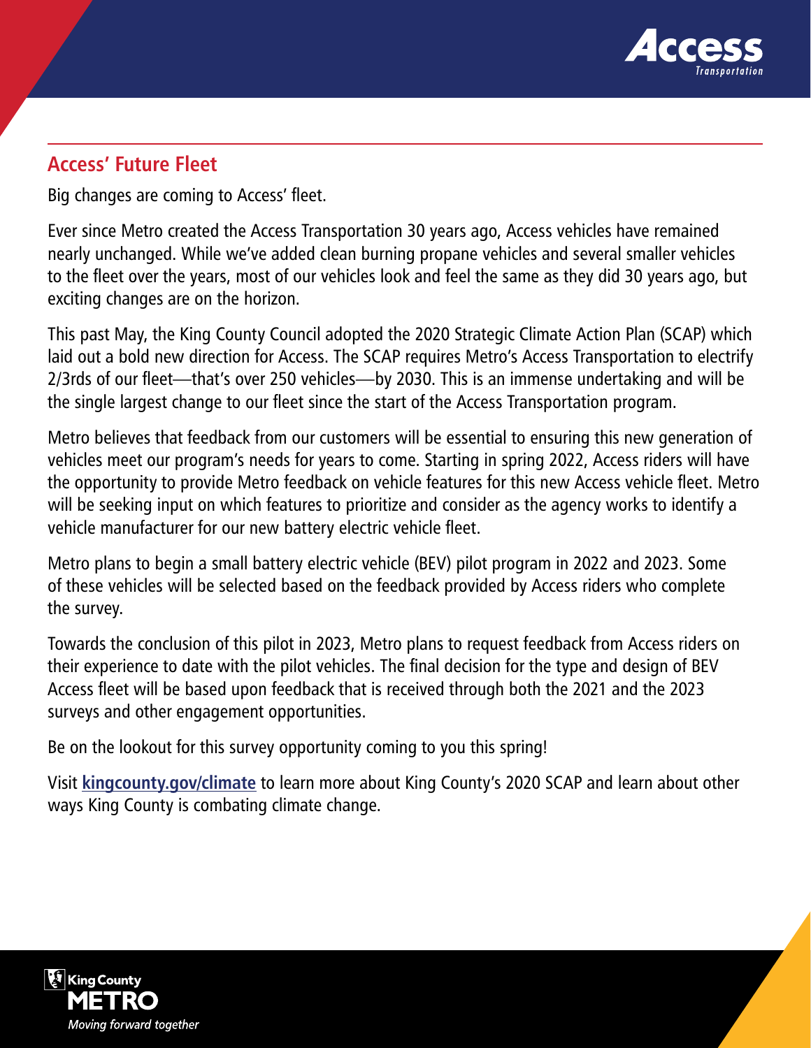## Access' Future Fleet

Big changes are coming to Access' fleet.

Ever since Metro created the Access Transportation 30 years ago, Access vehicles have remained nearly unchanged. While we've added clean burning propane vehicles and several smaller vehicles to the fleet over the years, most of our vehicles look and feel the same as they did 30 years ago, but exciting changes are on the horizon.

This past May, the King County Council adopted the 2020 Strategic Climate Action Plan (SCAP) which laid out a bold new direction for Access. The SCAP requires Metro's Access Transportation to electrify 2/3rds of our fleet—that's over 250 vehicles—by 2030. This is an immense undertaking and will be the single largest change to our fleet since the start of the Access Transportation program.

Metro believes that feedback from our customers will be essential to ensuring this new generation of vehicles meet our program's needs for years to come. Starting in spring 2022, Access riders will have the opportunity to provide Metro feedback on vehicle features for this new Access vehicle fleet. Metro will be seeking input on which features to prioritize and consider as the agency works to identify a vehicle manufacturer for our new battery electric vehicle fleet.

Metro plans to begin a small battery electric vehicle (BEV) pilot program in 2022 and 2023. Some of these vehicles will be selected based on the feedback provided by Access riders who complete the survey.

Towards the conclusion of this pilot in 2023, Metro plans to request feedback from Access riders on their experience to date with the pilot vehicles. The final decision for the type and design of BEV Access fleet will be based upon feedback that is received through both the 2021 and the 2023 surveys and other engagement opportunities.

Be on the lookout for this survey opportunity coming to you this spring!

Visit **kingcounty.gov/climate** to learn more about King County's 2020 SCAP and learn about other ways King County is combating climate change.